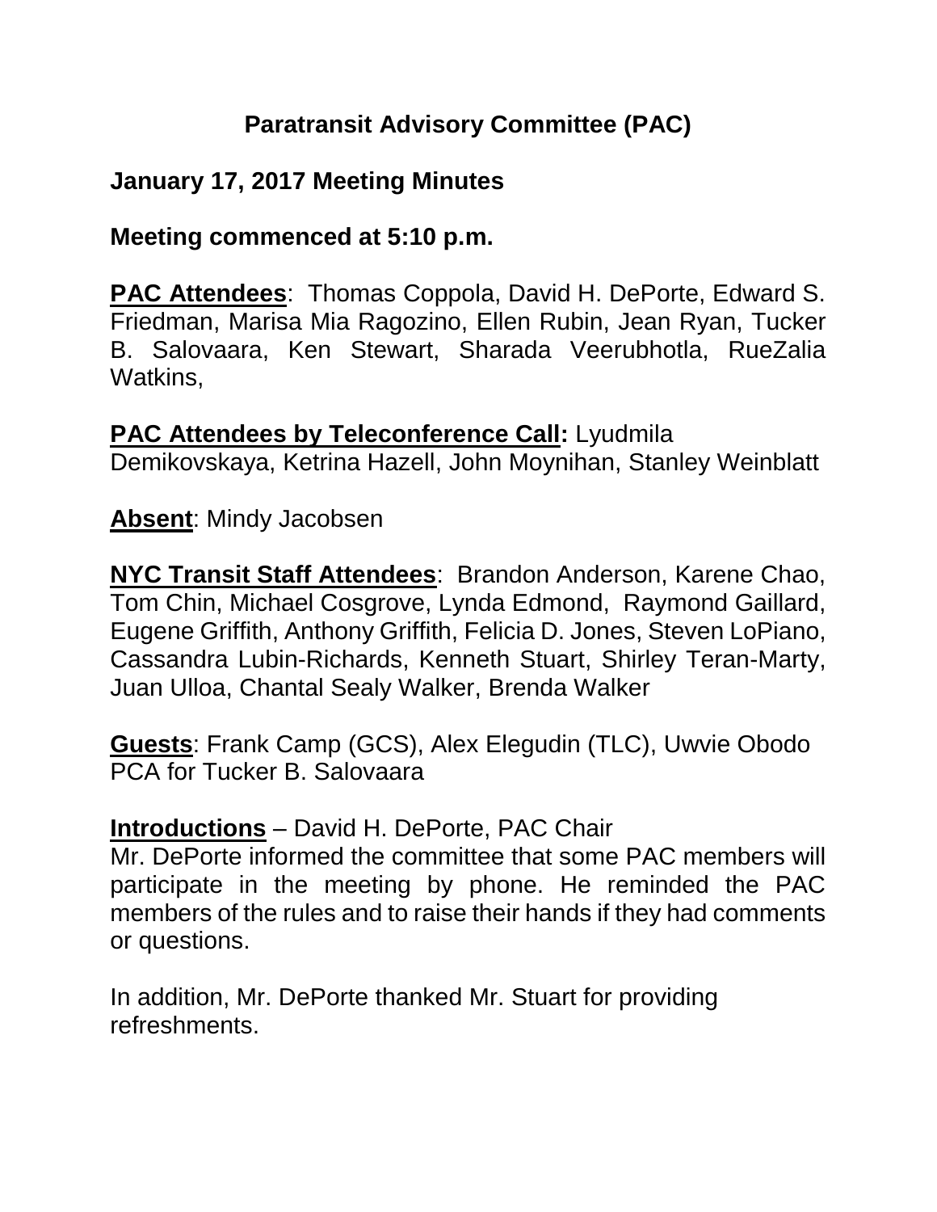# Paratransit Advisory Committee (PAC)

## January 17, 2017 Meeting Minutes

**Meeting commenced at 5:10 p.m.**

**PAC Attendees**: Thomas Coppola, David H. DePorte, Edward S. Friedman, Marisa Mia Ragozino, Ellen Rubin, Jean Ryan, Tucker B. Salovaara, Ken Stewart, Sharada Veerubhotla, RueZalia Watkins,

**PAC Attendees by Teleconference Call:** Lyudmila Demikovskaya, Ketrina Hazell, John Moynihan, Stanley Weinblatt

**Absent**: Mindy Jacobsen

**NYC Transit Staff Attendees**: Brandon Anderson, Karene Chao, Tom Chin, Michael Cosgrove, Lynda Edmond, Raymond Gaillard, Eugene Griffith, Anthony Griffith, Felicia D. Jones, Steven LoPiano, Cassandra Lubin-Richards, Kenneth Stuart, Shirley Teran-Marty, Juan Ulloa, Chantal Sealy Walker, Brenda Walker

**Guests**: Frank Camp (GCS), Alex Elegudin (TLC), Uwvie Obodo PCA for Tucker B. Salovaara

**Introductions** – David H. DePorte, PAC Chair

Mr. DePorte informed the committee that some PAC members will participate in the meeting by phone. He reminded the PAC members of the rules and to raise their hands if they had comments or questions.

In addition, Mr. DePorte thanked Mr. Stuart for providing refreshments.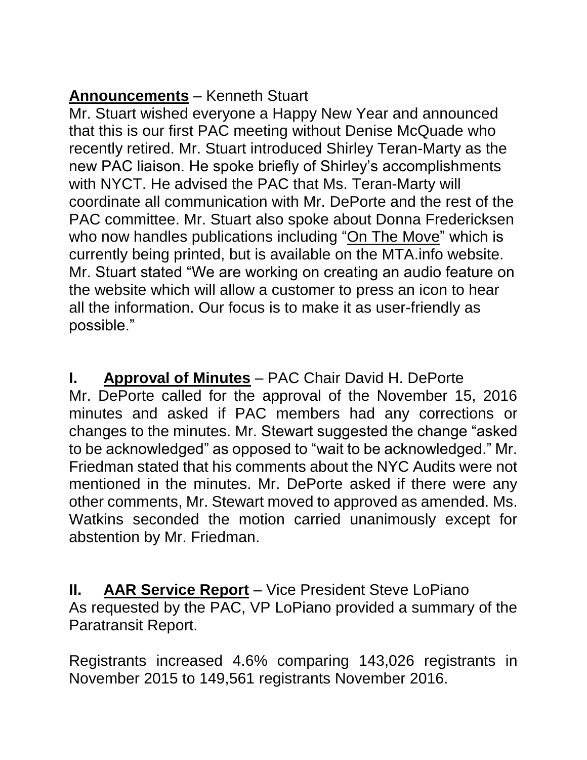**Announcements** – Kenneth Stuart

Mr. Stuart wished everyone a Happy New Year and announced that this is our first PAC meeting without Denise McQuade who recently retired. Mr. Stuart introduced Shirley Teran-Marty as the new PAC liaison. He spoke briefly of Shirley's accomplishments with NYCT. He advised the PAC that Ms. Teran-Marty will coordinate all communication with Mr. DePorte and the rest of the PAC committee. Mr. Stuart also spoke about Donna Fredericksen who now handles publications including "On The Move" which is currently being printed, but is available on the MTA.info website. Mr. Stuart stated "We are working on creating an audio feature on the website which will allow a customer to press an icon to hear all the information. Our focus is to make it as user-friendly as possible."

**I. Approval of Minutes** – PAC Chair David H. DePorte

Mr. DePorte called for the approval of the November 15, 2016 minutes and asked if PAC members had any corrections or changes to the minutes. Mr. Stewart suggested the change "asked to be acknowledged" as opposed to "wait to be acknowledged." Mr. Friedman stated that his comments about the NYC Audits were not mentioned in the minutes. Mr. DePorte asked if there were any other comments, Mr. Stewart moved to approved as amended. Ms. Watkins seconded the motion carried unanimously except for abstention by Mr. Friedman.

**II. AAR Service Report** – Vice President Steve LoPiano

As requested by the PAC, VP LoPiano provided a summary of the Paratransit Report.

Registrants increased 4.6% comparing 143,026 registrants in November 2015 to 149,561 registrants November 2016.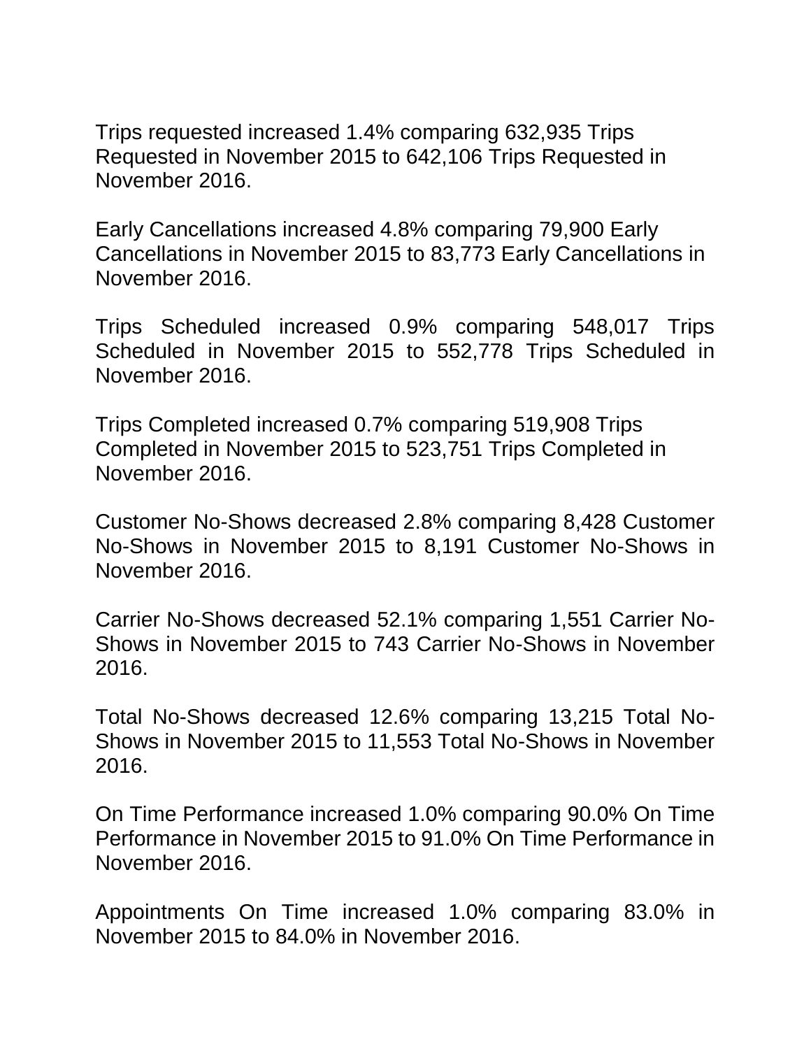Trips requested increased 1.4% comparing 632,935 Trips Requested in November 2015 to 642,106 Trips Requested in November 2016.

Early Cancellations increased 4.8% comparing 79,900 Early Cancellations in November 2015 to 83,773 Early Cancellations in November 2016.

Trips Scheduled increased 0.9% comparing 548,017 Trips Scheduled in November 2015 to 552,778 Trips Scheduled in November 2016.

Trips Completed increased 0.7% comparing 519,908 Trips Completed in November 2015 to 523,751 Trips Completed in November 2016.

Customer No-Shows decreased 2.8% comparing 8,428 Customer No-Shows in November 2015 to 8,191 Customer No-Shows in November 2016.

Carrier No-Shows decreased 52.1% comparing 1,551 Carrier No-Shows in November 2015 to 743 Carrier No-Shows in November 2016.

Total No-Shows decreased 12.6% comparing 13,215 Total No-Shows in November 2015 to 11,553 Total No-Shows in November 2016.

On Time Performance increased 1.0% comparing 90.0% On Time Performance in November 2015 to 91.0% On Time Performance in November 2016.

Appointments On Time increased 1.0% comparing 83.0% in November 2015 to 84.0% in November 2016.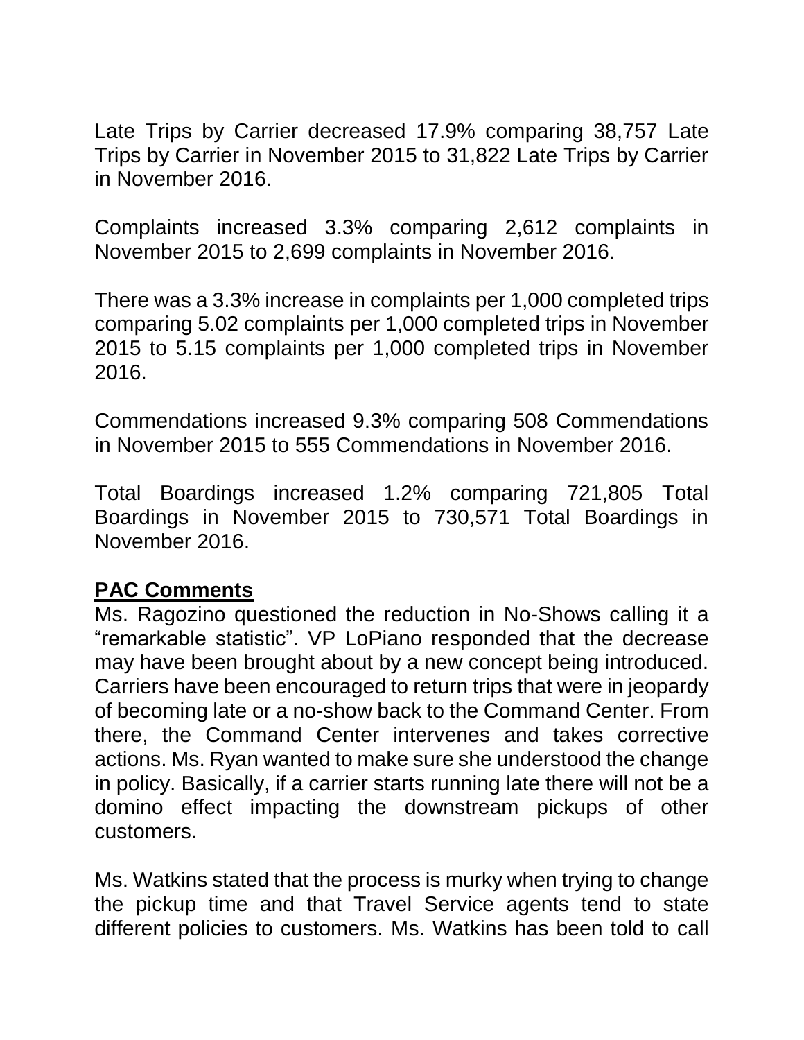Late Trips by Carrier decreased 17.9% comparing 38,757 Late Trips by Carrier in November 2015 to 31,822 Late Trips by Carrier in November 2016.

Complaints increased 3.3% comparing 2,612 complaints in November 2015 to 2,699 complaints in November 2016.

There was a 3.3% increase in complaints per 1,000 completed trips comparing 5.02 complaints per 1,000 completed trips in November 2015 to 5.15 complaints per 1,000 completed trips in November 2016.

Commendations increased 9.3% comparing 508 Commendations in November 2015 to 555 Commendations in November 2016.

Total Boardings increased 1.2% comparing 721,805 Total Boardings in November 2015 to 730,571 Total Boardings in November 2016.

**PAC Comments**

Ms. Ragozino questioned the reduction in No-Shows calling it a "remarkable statistic". VP LoPiano responded that the decrease may have been brought about by a new concept being introduced. Carriers have been encouraged to return trips that were in jeopardy of becoming late or a no-show back to the Command Center. From there, the Command Center intervenes and takes corrective actions. Ms. Ryan wanted to make sure she understood the change in policy. Basically, if a carrier starts running late there will not be a domino effect impacting the downstream pickups of other customers.

Ms. Watkins stated that the process is murky when trying to change the pickup time and that Travel Service agents tend to state different policies to customers. Ms. Watkins has been told to call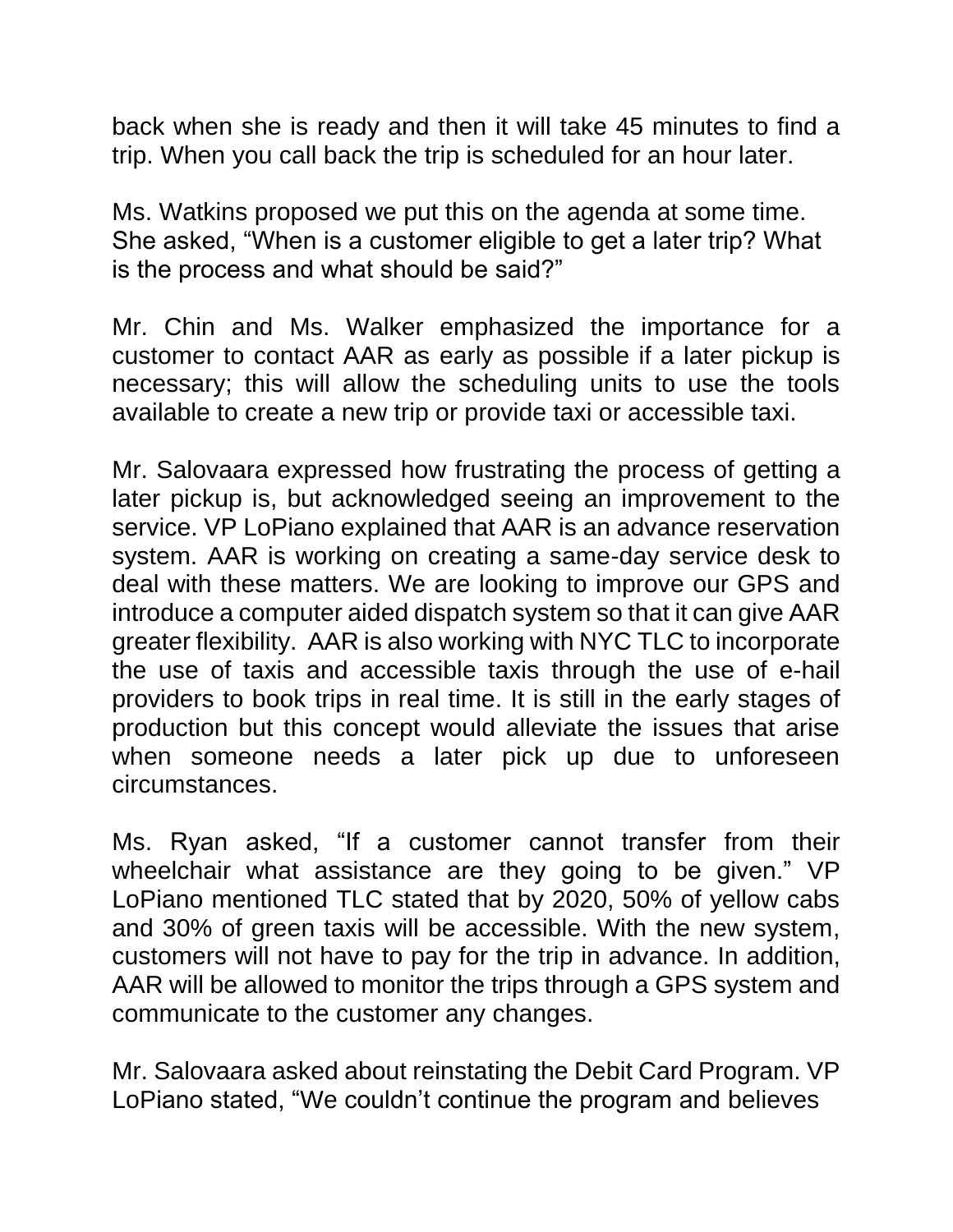back when she is ready and then it will take 45 minutes to find a trip. When you call back the trip is scheduled for an hour later.

Ms. Watkins proposed we put this on the agenda at some time. She asked, "When is a customer eligible to get a later trip? What is the process and what should be said?"

Mr. Chin and Ms. Walker emphasized the importance for a customer to contact AAR as early as possible if a later pickup is necessary; this will allow the scheduling units to use the tools available to create a new trip or provide taxi or accessible taxi.

Mr. Salovaara expressed how frustrating the process of getting a later pickup is, but acknowledged seeing an improvement to the service. VP LoPiano explained that AAR is an advance reservation system. AAR is working on creating a same-day service desk to deal with these matters. We are looking to improve our GPS and introduce a computer aided dispatch system so that it can give AAR greater flexibility. AAR is also working with NYC TLC to incorporate the use of taxis and accessible taxis through the use of e-hail providers to book trips in real time. It is still in the early stages of production but this concept would alleviate the issues that arise when someone needs a later pick up due to unforeseen circumstances.

Ms. Ryan asked, "If a customer cannot transfer from their wheelchair what assistance are they going to be given." VP LoPiano mentioned TLC stated that by 2020, 50% of yellow cabs and 30% of green taxis will be accessible. With the new system, customers will not have to pay for the trip in advance. In addition, AAR will be allowed to monitor the trips through a GPS system and communicate to the customer any changes.

Mr. Salovaara asked about reinstating the Debit Card Program. VP LoPiano stated, "We couldn't continue the program and believes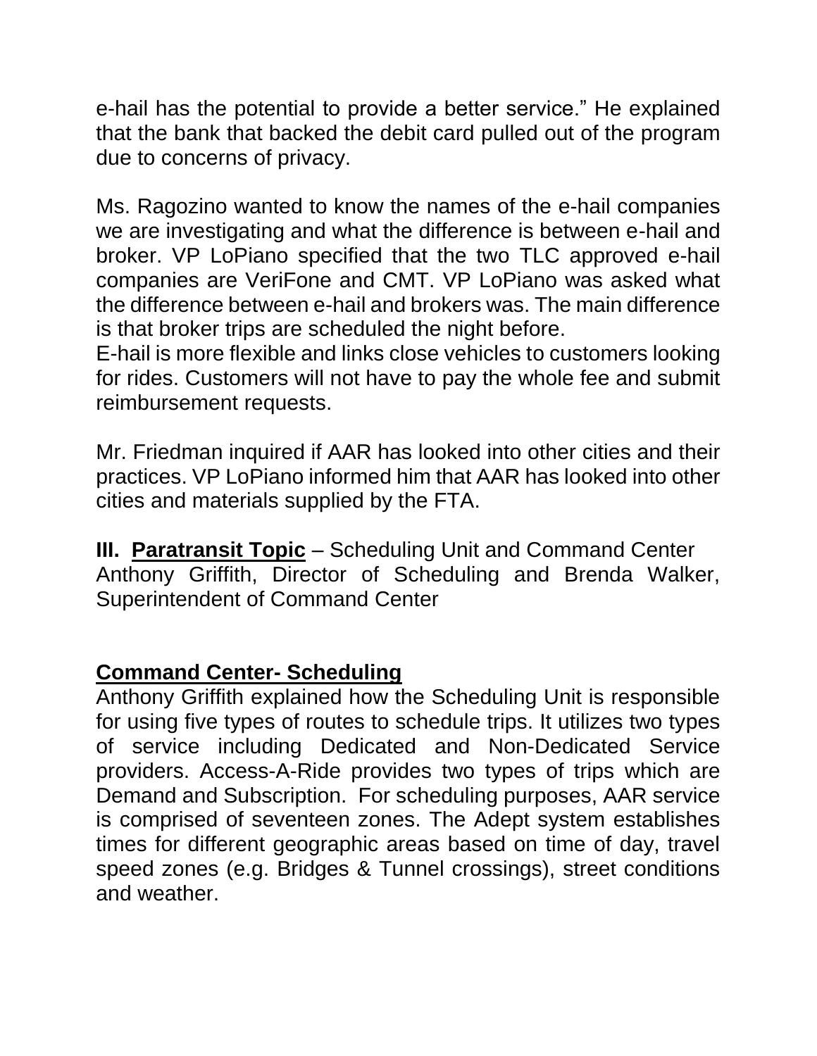e-hail has the potential to provide a better service." He explained that the bank that backed the debit card pulled out of the program due to concerns of privacy.

Ms. Ragozino wanted to know the names of the e-hail companies we are investigating and what the difference is between e-hail and broker. VP LoPiano specified that the two TLC approved e-hail companies are VeriFone and CMT. VP LoPiano was asked what the difference between e-hail and brokers was. The main difference is that broker trips are scheduled the night before.
E-hail is more flexible and links close vehicles to customers looking for rides. Customers will not have to pay the whole fee and submit reimbursement requests.

Mr. Friedman inquired if AAR has looked into other cities and their practices. VP LoPiano informed him that AAR has looked into other cities and materials supplied by the FTA.

**III. <u>Paratransit Topic</u>** – Scheduling Unit and Command Center
Anthony Griffith, Director of Scheduling and Brenda Walker, Superintendent of Command Center

## Command Center- Scheduling

Anthony Griffith explained how the Scheduling Unit is responsible for using five types of routes to schedule trips. It utilizes two types of service including Dedicated and Non-Dedicated Service providers. Access-A-Ride provides two types of trips which are Demand and Subscription. For scheduling purposes, AAR service is comprised of seventeen zones. The Adept system establishes times for different geographic areas based on time of day, travel speed zones (e.g. Bridges & Tunnel crossings), street conditions and weather.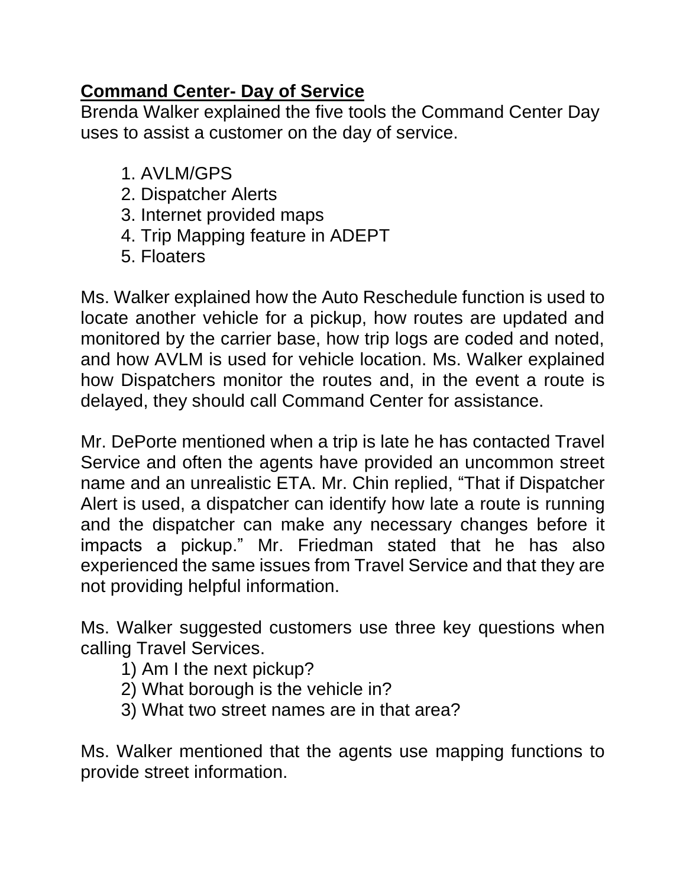**Command Center- Day of Service**

Brenda Walker explained the five tools the Command Center Day uses to assist a customer on the day of service.

1. AVLM/GPS
2. Dispatcher Alerts
3. Internet provided maps
4. Trip Mapping feature in ADEPT
5. Floaters

Ms. Walker explained how the Auto Reschedule function is used to locate another vehicle for a pickup, how routes are updated and monitored by the carrier base, how trip logs are coded and noted, and how AVLM is used for vehicle location. Ms. Walker explained how Dispatchers monitor the routes and, in the event a route is delayed, they should call Command Center for assistance.

Mr. DePorte mentioned when a trip is late he has contacted Travel Service and often the agents have provided an uncommon street name and an unrealistic ETA. Mr. Chin replied, "That if Dispatcher Alert is used, a dispatcher can identify how late a route is running and the dispatcher can make any necessary changes before it impacts a pickup." Mr. Friedman stated that he has also experienced the same issues from Travel Service and that they are not providing helpful information.

Ms. Walker suggested customers use three key questions when calling Travel Services.

1) Am I the next pickup?
2) What borough is the vehicle in?
3) What two street names are in that area?

Ms. Walker mentioned that the agents use mapping functions to provide street information.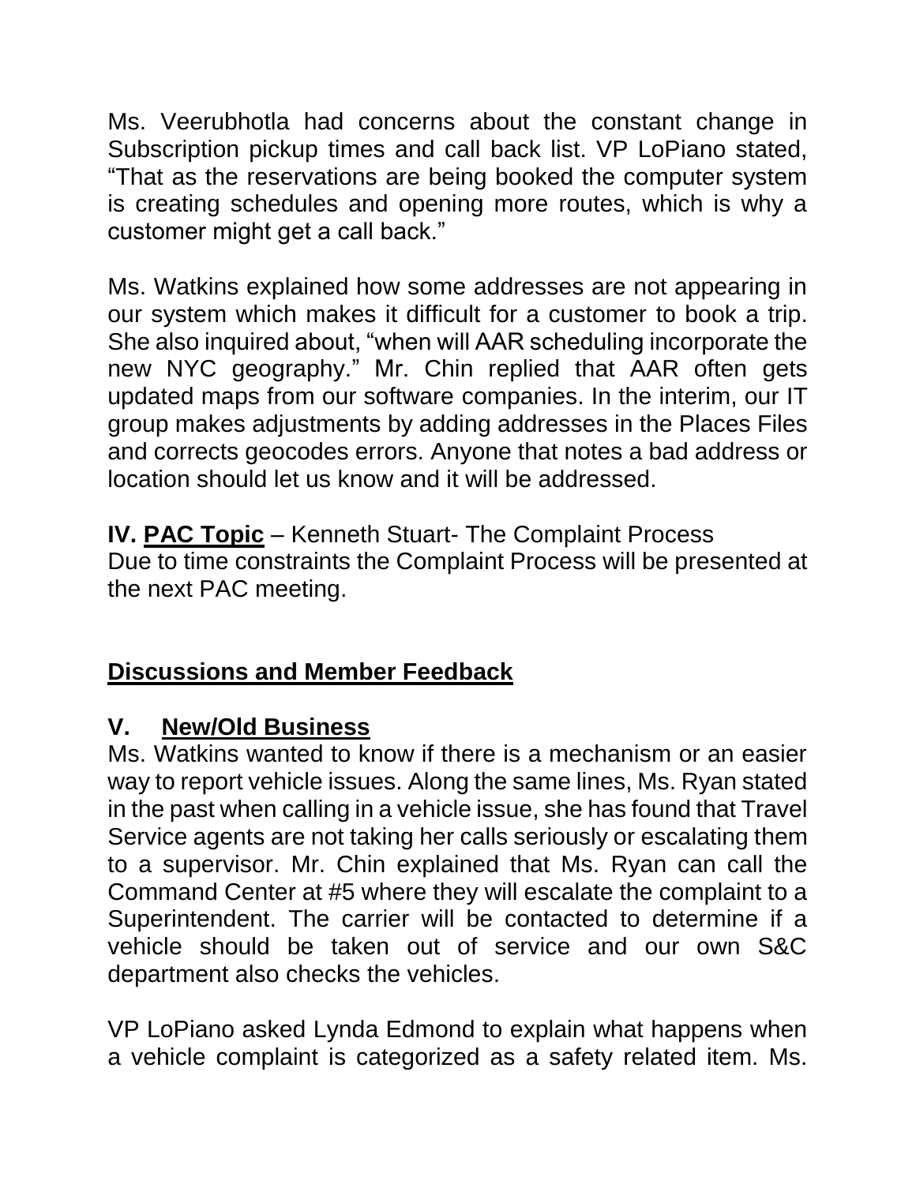Ms. Veerubhotla had concerns about the constant change in Subscription pickup times and call back list. VP LoPiano stated, “That as the reservations are being booked the computer system is creating schedules and opening more routes, which is why a customer might get a call back.”

Ms. Watkins explained how some addresses are not appearing in our system which makes it difficult for a customer to book a trip. She also inquired about, “when will AAR scheduling incorporate the new NYC geography.” Mr. Chin replied that AAR often gets updated maps from our software companies. In the interim, our IT group makes adjustments by adding addresses in the Places Files and corrects geocodes errors. Anyone that notes a bad address or location should let us know and it will be addressed.

**IV. <u>PAC Topic</u>** – Kenneth Stuart- The Complaint Process
Due to time constraints the Complaint Process will be presented at the next PAC meeting.

## Discussions and Member Feedback

### V. New/Old Business

Ms. Watkins wanted to know if there is a mechanism or an easier way to report vehicle issues. Along the same lines, Ms. Ryan stated in the past when calling in a vehicle issue, she has found that Travel Service agents are not taking her calls seriously or escalating them to a supervisor. Mr. Chin explained that Ms. Ryan can call the Command Center at #5 where they will escalate the complaint to a Superintendent. The carrier will be contacted to determine if a vehicle should be taken out of service and our own S&C department also checks the vehicles.

VP LoPiano asked Lynda Edmond to explain what happens when a vehicle complaint is categorized as a safety related item. Ms.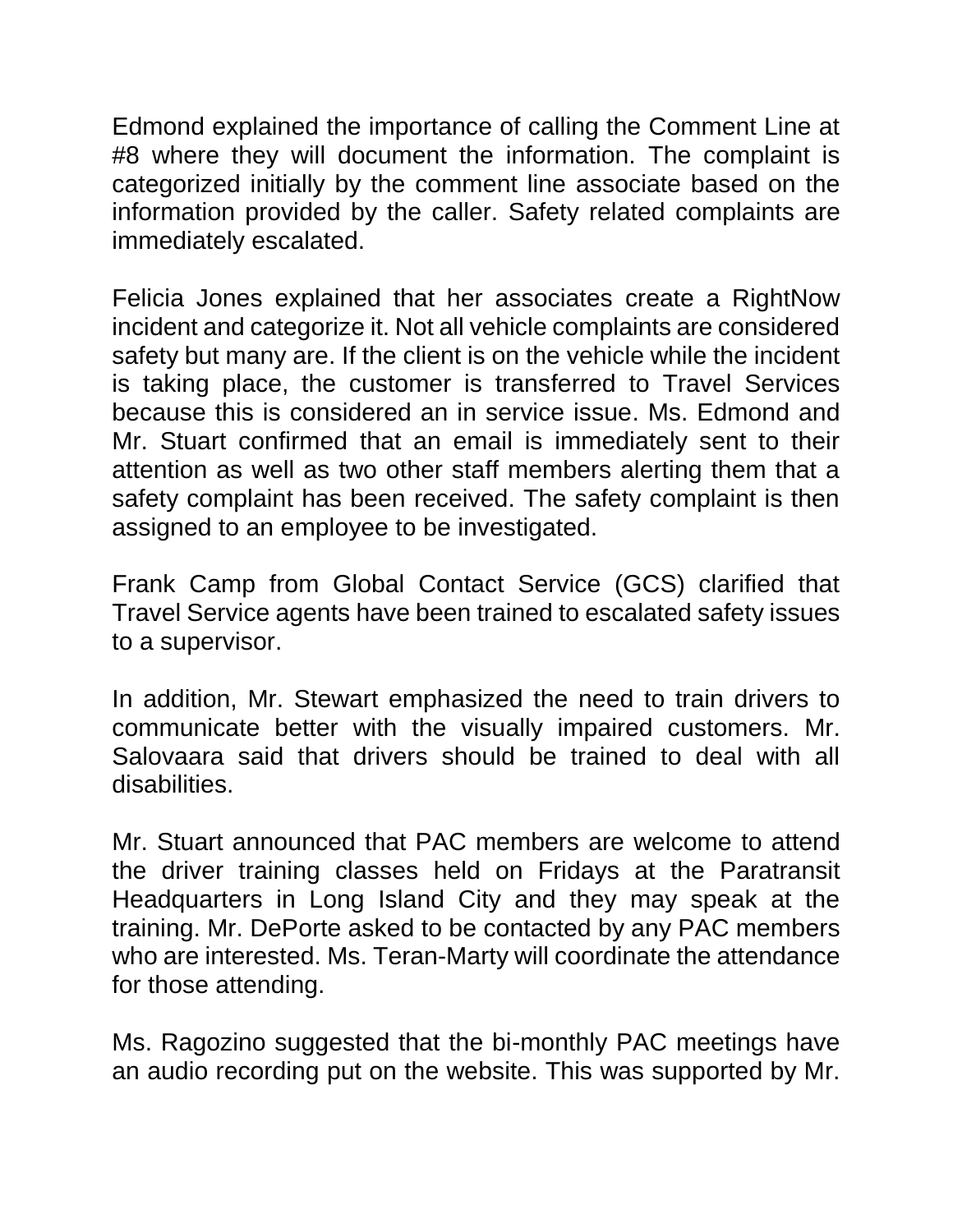Edmond explained the importance of calling the Comment Line at #8 where they will document the information. The complaint is categorized initially by the comment line associate based on the information provided by the caller. Safety related complaints are immediately escalated.

Felicia Jones explained that her associates create a RightNow incident and categorize it. Not all vehicle complaints are considered safety but many are. If the client is on the vehicle while the incident is taking place, the customer is transferred to Travel Services because this is considered an in service issue. Ms. Edmond and Mr. Stuart confirmed that an email is immediately sent to their attention as well as two other staff members alerting them that a safety complaint has been received. The safety complaint is then assigned to an employee to be investigated.

Frank Camp from Global Contact Service (GCS) clarified that Travel Service agents have been trained to escalated safety issues to a supervisor.

In addition, Mr. Stewart emphasized the need to train drivers to communicate better with the visually impaired customers. Mr. Salovaara said that drivers should be trained to deal with all disabilities.

Mr. Stuart announced that PAC members are welcome to attend the driver training classes held on Fridays at the Paratransit Headquarters in Long Island City and they may speak at the training. Mr. DePorte asked to be contacted by any PAC members who are interested. Ms. Teran-Marty will coordinate the attendance for those attending.

Ms. Ragozino suggested that the bi-monthly PAC meetings have an audio recording put on the website. This was supported by Mr.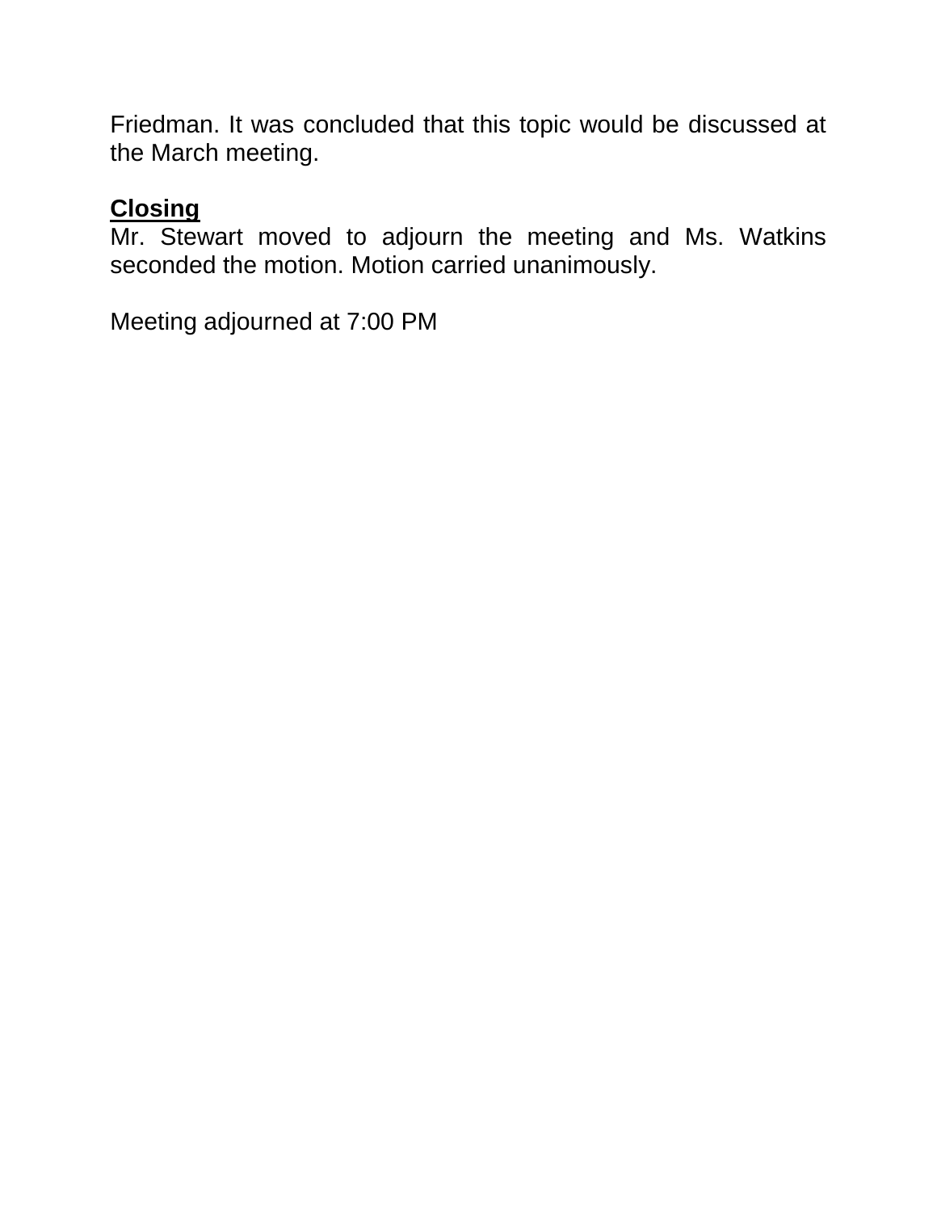Friedman. It was concluded that this topic would be discussed at the March meeting.

## Closing

Mr. Stewart moved to adjourn the meeting and Ms. Watkins seconded the motion. Motion carried unanimously.

Meeting adjourned at 7:00 PM